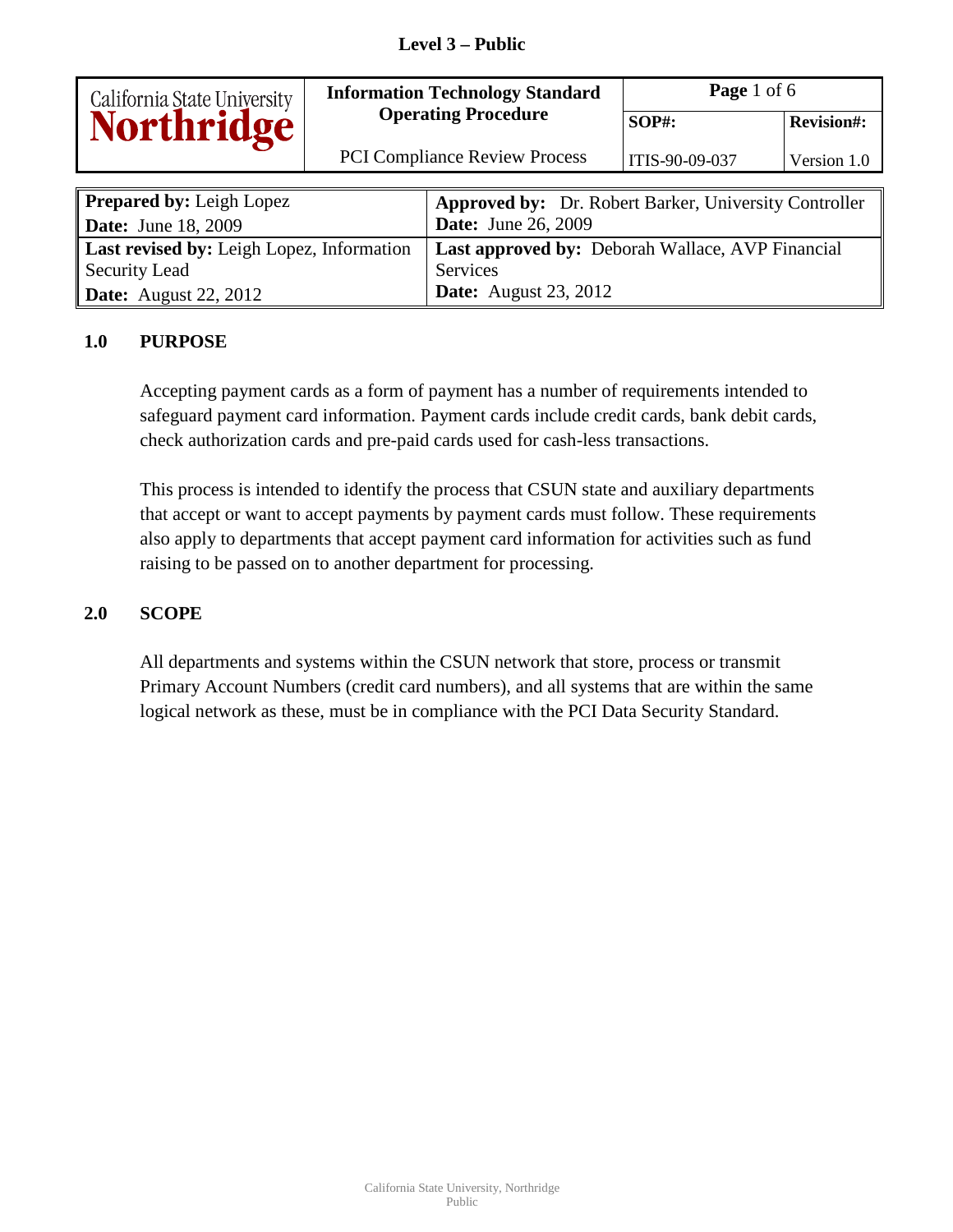**Level 3 – Public**

| California State University Northridge | Information Technology Standard Operating Procedure | Page 1 of 6 | |
|---|---|---|---|
| | | **SOP#:** | **Revision#:** |
| | PCI Compliance Review Process | ITIS-90-09-037 | Version 1.0 |

| | |
|---|---|
| **Prepared by:** Leigh Lopez<br>**Date:** June 18, 2009 | **Approved by:** Dr. Robert Barker, University Controller<br>**Date:** June 26, 2009 |
| **Last revised by:** Leigh Lopez, Information Security Lead<br>**Date:** August 22, 2012 | **Last approved by:** Deborah Wallace, AVP Financial Services<br>**Date:** August 23, 2012 |

## 1.0 PURPOSE

Accepting payment cards as a form of payment has a number of requirements intended to safeguard payment card information. Payment cards include credit cards, bank debit cards, check authorization cards and pre-paid cards used for cash-less transactions.

This process is intended to identify the process that CSUN state and auxiliary departments that accept or want to accept payments by payment cards must follow. These requirements also apply to departments that accept payment card information for activities such as fund raising to be passed on to another department for processing.

## 2.0 SCOPE

All departments and systems within the CSUN network that store, process or transmit Primary Account Numbers (credit card numbers), and all systems that are within the same logical network as these, must be in compliance with the PCI Data Security Standard.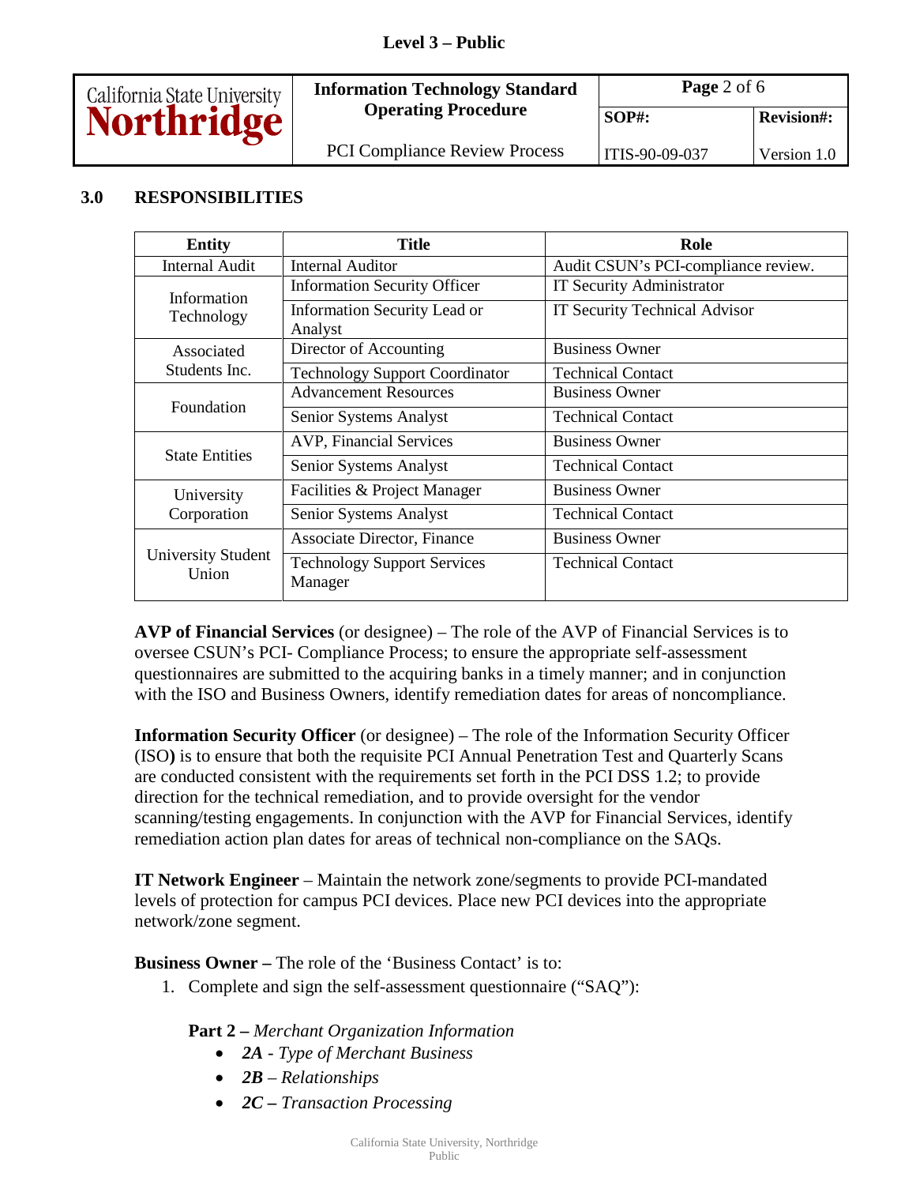## 3.0 RESPONSIBILITIES

| Entity | Title | Role |
|---|---|---|
| Internal Audit | Internal Auditor | Audit CSUN's PCI-compliance review. |
| Information Technology | Information Security Officer | IT Security Administrator |
| | Information Security Lead or Analyst | IT Security Technical Advisor |
| Associated Students Inc. | Director of Accounting | Business Owner |
| | Technology Support Coordinator | Technical Contact |
| Foundation | Advancement Resources | Business Owner |
| | Senior Systems Analyst | Technical Contact |
| State Entities | AVP, Financial Services | Business Owner |
| | Senior Systems Analyst | Technical Contact |
| University Corporation | Facilities & Project Manager | Business Owner |
| | Senior Systems Analyst | Technical Contact |
| University Student Union | Associate Director, Finance | Business Owner |
| | Technology Support Services Manager | Technical Contact |

**AVP of Financial Services** (or designee) – The role of the AVP of Financial Services is to oversee CSUN's PCI- Compliance Process; to ensure the appropriate self-assessment questionnaires are submitted to the acquiring banks in a timely manner; and in conjunction with the ISO and Business Owners, identify remediation dates for areas of noncompliance.

**Information Security Officer** (or designee) – The role of the Information Security Officer (ISO**)** is to ensure that both the requisite PCI Annual Penetration Test and Quarterly Scans are conducted consistent with the requirements set forth in the PCI DSS 1.2; to provide direction for the technical remediation, and to provide oversight for the vendor scanning/testing engagements. In conjunction with the AVP for Financial Services, identify remediation action plan dates for areas of technical non-compliance on the SAQs.

**IT Network Engineer** – Maintain the network zone/segments to provide PCI-mandated levels of protection for campus PCI devices. Place new PCI devices into the appropriate network/zone segment.

**Business Owner –** The role of the 'Business Contact' is to:

1. Complete and sign the self-assessment questionnaire ("SAQ"):

   **Part 2 –** *Merchant Organization Information*
   - ***2A*** *- Type of Merchant Business*
   - ***2B*** *– Relationships*
   - ***2C –*** *Transaction Processing*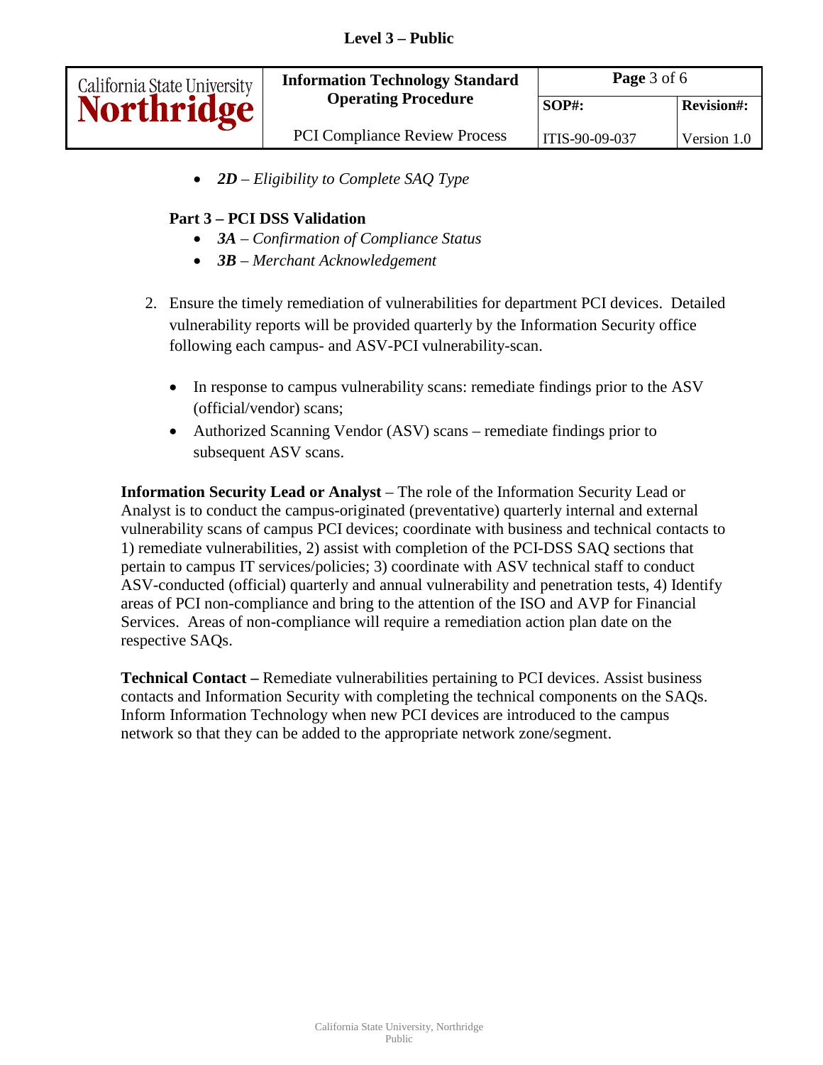- ***2D*** *– Eligibility to Complete SAQ Type*

**Part 3 – PCI DSS Validation**

- ***3A*** *– Confirmation of Compliance Status*
- ***3B*** *– Merchant Acknowledgement*

2. Ensure the timely remediation of vulnerabilities for department PCI devices. Detailed vulnerability reports will be provided quarterly by the Information Security office following each campus- and ASV-PCI vulnerability-scan.

   - In response to campus vulnerability scans: remediate findings prior to the ASV (official/vendor) scans;
   - Authorized Scanning Vendor (ASV) scans – remediate findings prior to subsequent ASV scans.

**Information Security Lead or Analyst** – The role of the Information Security Lead or Analyst is to conduct the campus-originated (preventative) quarterly internal and external vulnerability scans of campus PCI devices; coordinate with business and technical contacts to 1) remediate vulnerabilities, 2) assist with completion of the PCI-DSS SAQ sections that pertain to campus IT services/policies; 3) coordinate with ASV technical staff to conduct ASV-conducted (official) quarterly and annual vulnerability and penetration tests, 4) Identify areas of PCI non-compliance and bring to the attention of the ISO and AVP for Financial Services. Areas of non-compliance will require a remediation action plan date on the respective SAQs.

**Technical Contact –** Remediate vulnerabilities pertaining to PCI devices. Assist business contacts and Information Security with completing the technical components on the SAQs. Inform Information Technology when new PCI devices are introduced to the campus network so that they can be added to the appropriate network zone/segment.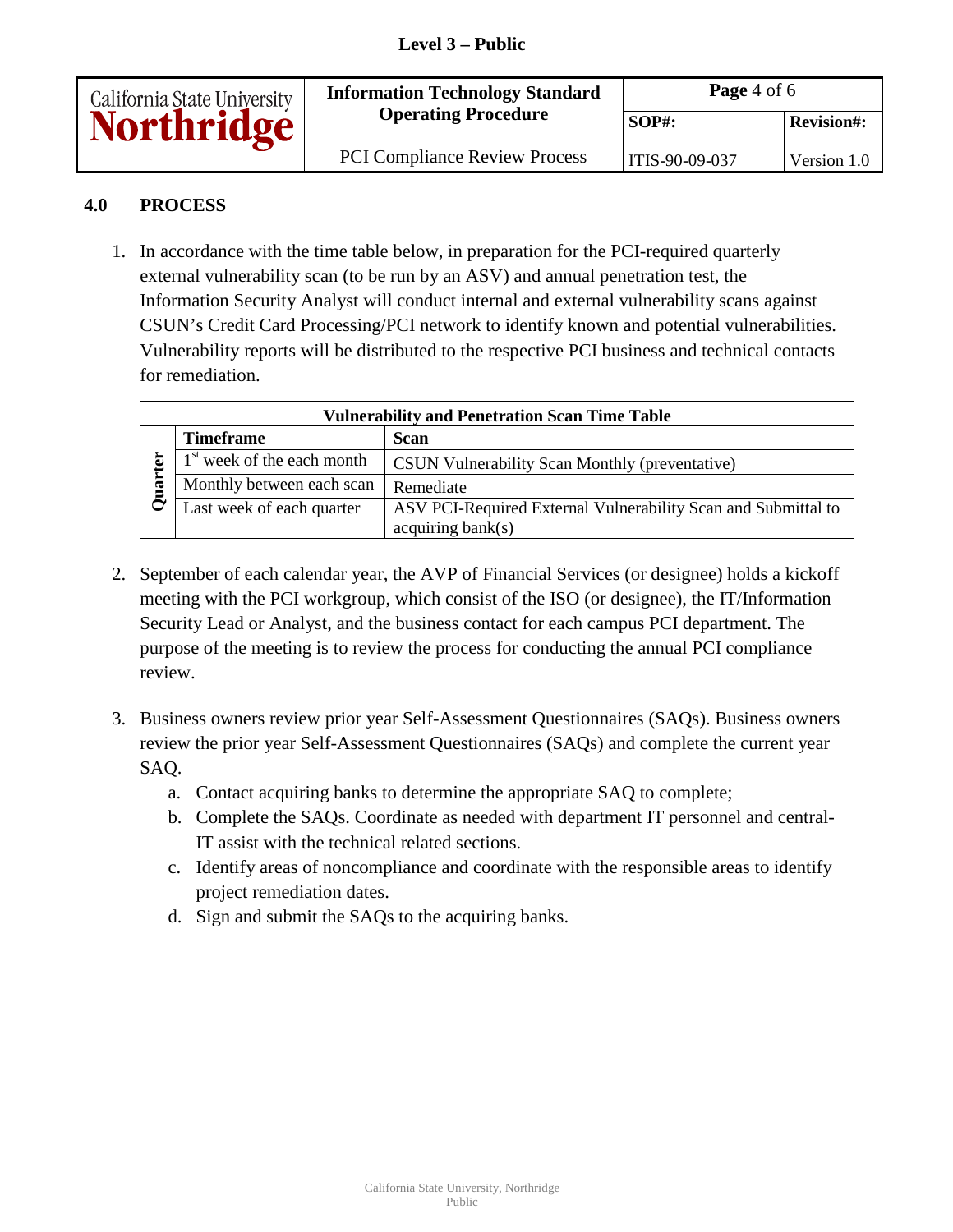## 4.0 PROCESS

1. In accordance with the time table below, in preparation for the PCI-required quarterly external vulnerability scan (to be run by an ASV) and annual penetration test, the Information Security Analyst will conduct internal and external vulnerability scans against CSUN's Credit Card Processing/PCI network to identify known and potential vulnerabilities. Vulnerability reports will be distributed to the respective PCI business and technical contacts for remediation.

| Vulnerability and Penetration Scan Time Table | | |
|---|---|---|
| | **Timeframe** | **Scan** |
| **Quarter** | 1st week of the each month | CSUN Vulnerability Scan Monthly (preventative) |
| | Monthly between each scan | Remediate |
| | Last week of each quarter | ASV PCI-Required External Vulnerability Scan and Submittal to acquiring bank(s) |

2. September of each calendar year, the AVP of Financial Services (or designee) holds a kickoff meeting with the PCI workgroup, which consist of the ISO (or designee), the IT/Information Security Lead or Analyst, and the business contact for each campus PCI department. The purpose of the meeting is to review the process for conducting the annual PCI compliance review.

3. Business owners review prior year Self-Assessment Questionnaires (SAQs). Business owners review the prior year Self-Assessment Questionnaires (SAQs) and complete the current year SAQ.
   a. Contact acquiring banks to determine the appropriate SAQ to complete;
   b. Complete the SAQs. Coordinate as needed with department IT personnel and central-IT assist with the technical related sections.
   c. Identify areas of noncompliance and coordinate with the responsible areas to identify project remediation dates.
   d. Sign and submit the SAQs to the acquiring banks.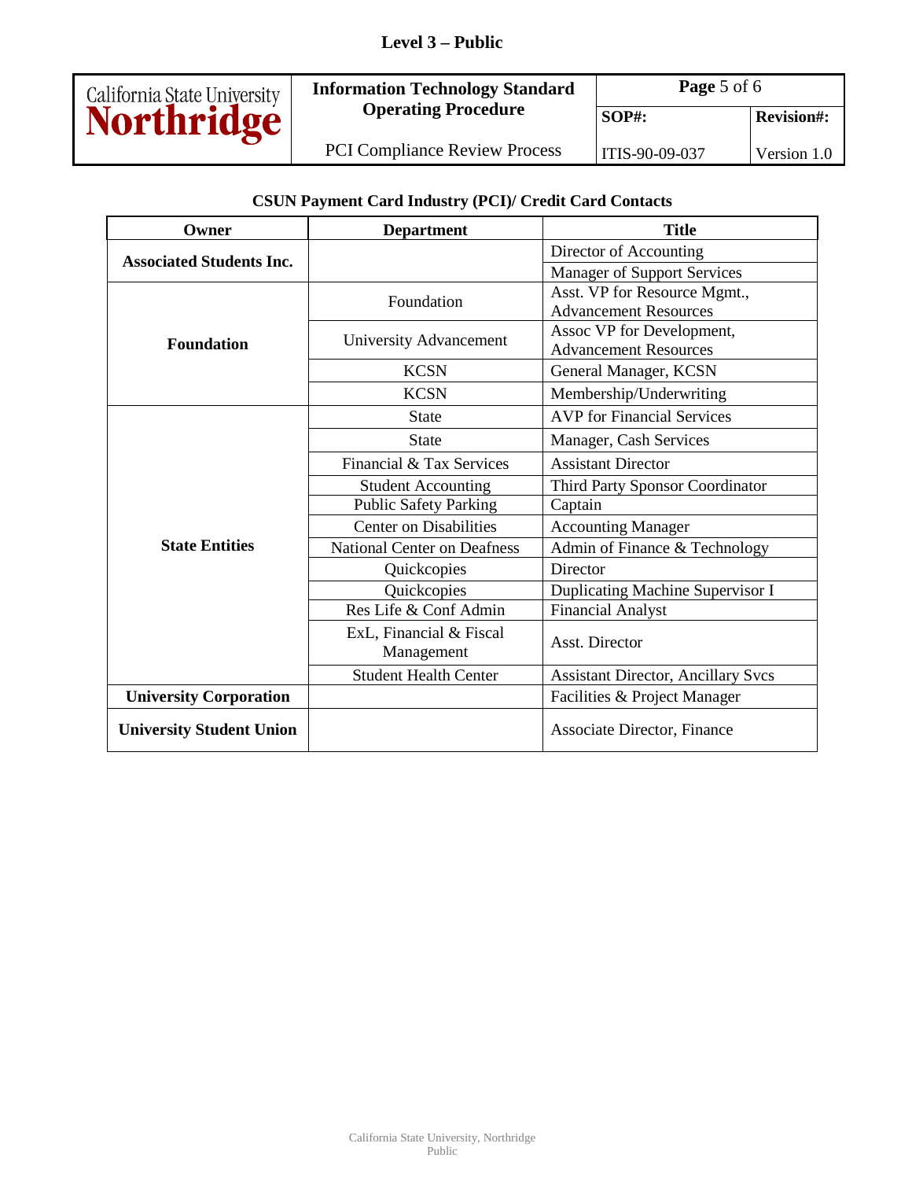**CSUN Payment Card Industry (PCI)/ Credit Card Contacts**

| Owner | Department | Title |
|---|---|---|
| **Associated Students Inc.** | | Director of Accounting |
| | | Manager of Support Services |
| **Foundation** | Foundation | Asst. VP for Resource Mgmt., Advancement Resources |
| | University Advancement | Assoc VP for Development, Advancement Resources |
| | KCSN | General Manager, KCSN |
| | KCSN | Membership/Underwriting |
| **State Entities** | State | AVP for Financial Services |
| | State | Manager, Cash Services |
| | Financial & Tax Services | Assistant Director |
| | Student Accounting | Third Party Sponsor Coordinator |
| | Public Safety Parking | Captain |
| | Center on Disabilities | Accounting Manager |
| | National Center on Deafness | Admin of Finance & Technology |
| | Quickcopies | Director |
| | Quickcopies | Duplicating Machine Supervisor I |
| | Res Life & Conf Admin | Financial Analyst |
| | ExL, Financial & Fiscal Management | Asst. Director |
| | Student Health Center | Assistant Director, Ancillary Svcs |
| **University Corporation** | | Facilities & Project Manager |
| **University Student Union** | | Associate Director, Finance |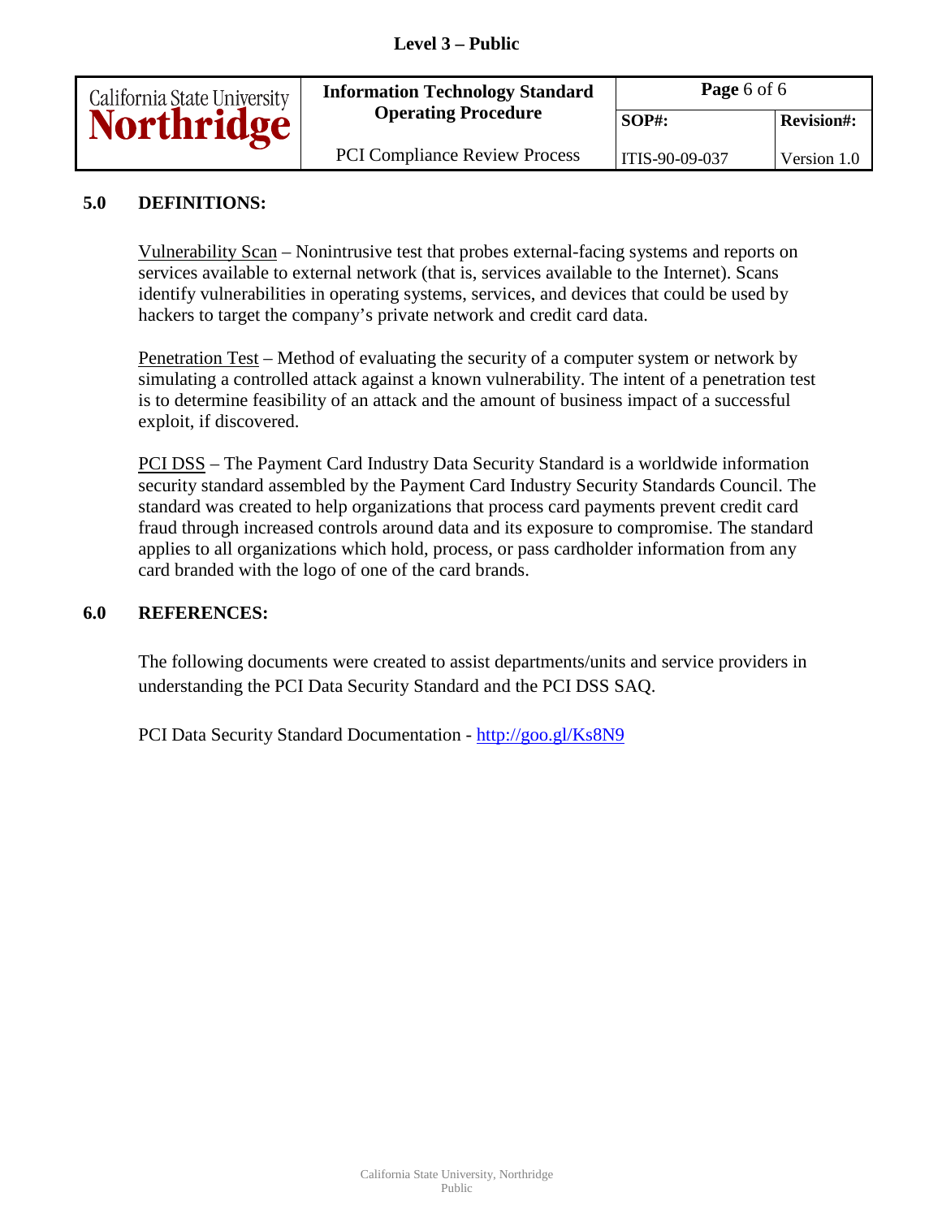## 5.0 DEFINITIONS:

Vulnerability Scan – Nonintrusive test that probes external-facing systems and reports on services available to external network (that is, services available to the Internet). Scans identify vulnerabilities in operating systems, services, and devices that could be used by hackers to target the company's private network and credit card data.

Penetration Test – Method of evaluating the security of a computer system or network by simulating a controlled attack against a known vulnerability. The intent of a penetration test is to determine feasibility of an attack and the amount of business impact of a successful exploit, if discovered.

PCI DSS – The Payment Card Industry Data Security Standard is a worldwide information security standard assembled by the Payment Card Industry Security Standards Council. The standard was created to help organizations that process card payments prevent credit card fraud through increased controls around data and its exposure to compromise. The standard applies to all organizations which hold, process, or pass cardholder information from any card branded with the logo of one of the card brands.

## 6.0 REFERENCES:

The following documents were created to assist departments/units and service providers in understanding the PCI Data Security Standard and the PCI DSS SAQ.

PCI Data Security Standard Documentation - [http://goo.gl/Ks8N9](http://goo.gl/Ks8N9)